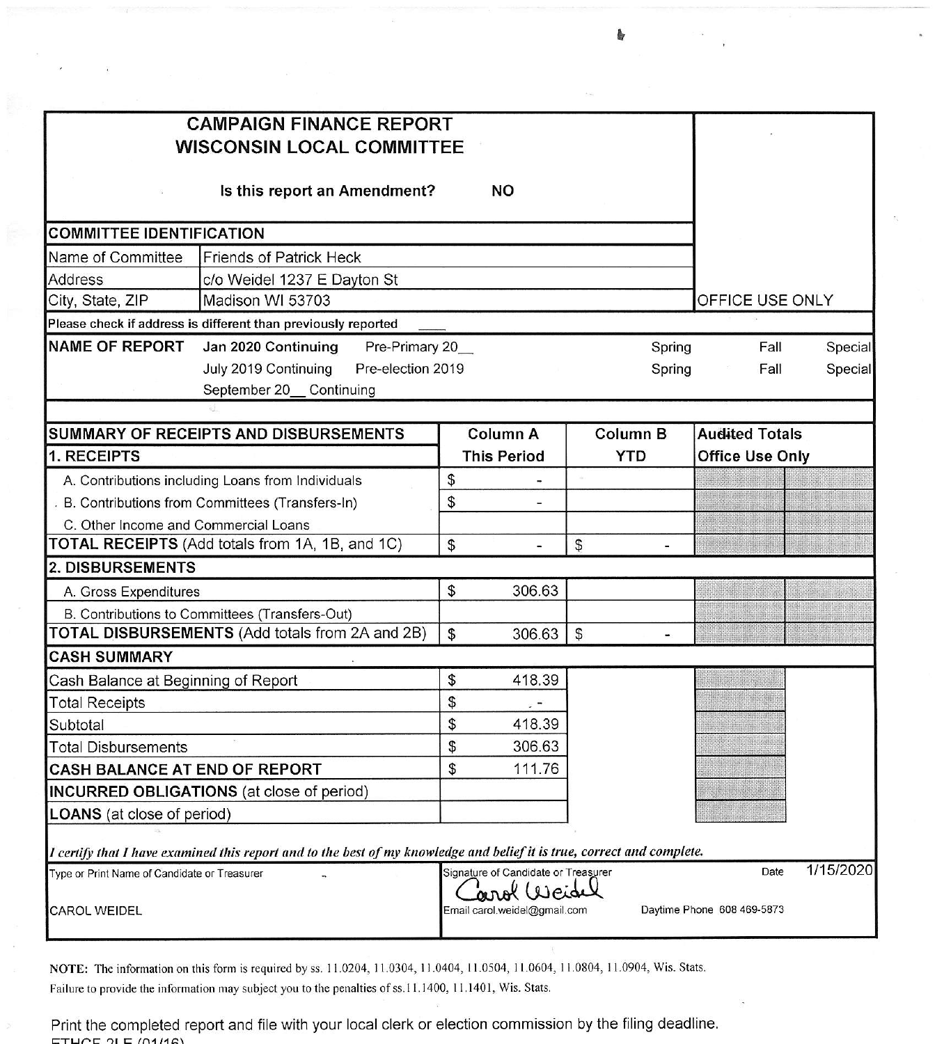# CAMPAIGN FINANCE REPORT
## WISCONSIN LOCAL COMMITTEE

Is this report an Amendment? NO

OFFICE USE ONLY

**COMMITTEE IDENTIFICATION**

| | |
|---|---|
| Name of Committee | Friends of Patrick Heck |
| Address | c/o Weidel 1237 E Dayton St |
| City, State, ZIP | Madison WI 53703 |

Please check if address is different than previously reported ____

**NAME OF REPORT** Jan 2020 Continuing  Pre-Primary 20__  Spring  Fall  Special
July 2019 Continuing  Pre-election 2019  Spring  Fall  Special
September 20__ Continuing

| SUMMARY OF RECEIPTS AND DISBURSEMENTS | Column A | Column B | Audited Totals | |
|---|---|---|---|---|
| **1. RECEIPTS** | **This Period** | **YTD** | **Office Use Only** | |
| A. Contributions including Loans from Individuals | $ - | | | |
| B. Contributions from Committees (Transfers-In) | $ - | | | |
| C. Other Income and Commercial Loans | | | | |
| **TOTAL RECEIPTS** (Add totals from 1A, 1B, and 1C) | $ - | $ - | | |
| **2. DISBURSEMENTS** | | | | |
| A. Gross Expenditures | $ 306.63 | | | |
| B. Contributions to Committees (Transfers-Out) | | | | |
| **TOTAL DISBURSEMENTS** (Add totals from 2A and 2B) | $ 306.63 | $ - | | |
| **CASH SUMMARY** | | | | |
| Cash Balance at Beginning of Report | $ 418.39 | | | |
| Total Receipts | $ - | | | |
| Subtotal | $ 418.39 | | | |
| Total Disbursements | $ 306.63 | | | |
| **CASH BALANCE AT END OF REPORT** | $ 111.76 | | | |
| **INCURRED OBLIGATIONS** (at close of period) | | | | |
| **LOANS** (at close of period) | | | | |

*I certify that I have examined this report and to the best of my knowledge and belief it is true, correct and complete.*

| Type or Print Name of Candidate or Treasurer | Signature of Candidate or Treasurer | Date 1/15/2020 |
|---|---|---|
| CAROL WEIDEL | Carol Weidel<br>Email carol.weidel@gmail.com | Daytime Phone 608 469-5873 |

**NOTE:** The information on this form is required by ss. 11.0204, 11.0304, 11.0404, 11.0504, 11.0604, 11.0804, 11.0904, Wis. Stats. Failure to provide the information may subject you to the penalties of ss.11.1400, 11.1401, Wis. Stats.

Print the completed report and file with your local clerk or election commission by the filing deadline.

ETHCF 2LF (01/16)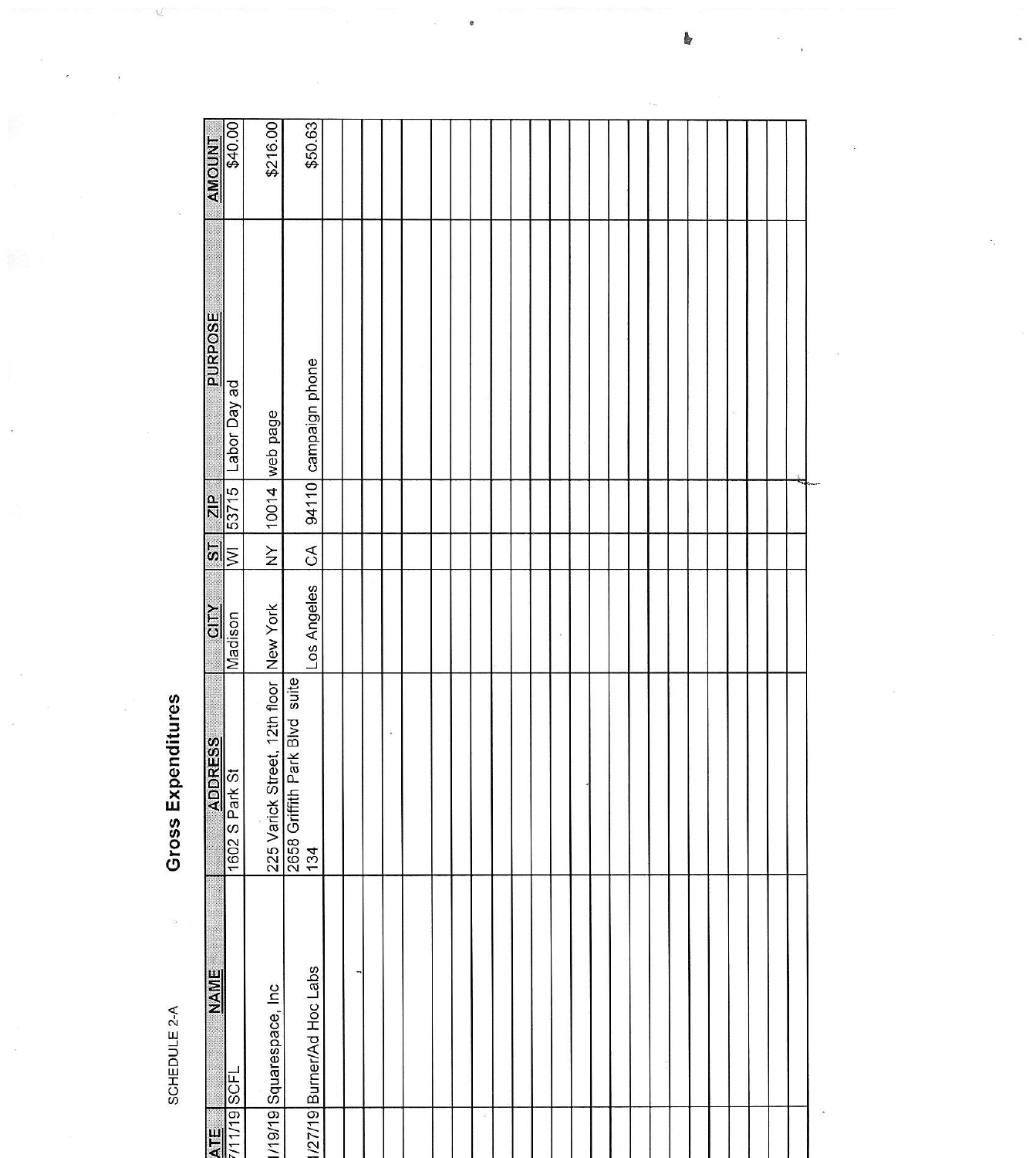SCHEDULE 2-A

## Gross Expenditures

| ATE | NAME | ADDRESS | CITY | ST | ZIP | PURPOSE | AMOUNT |
|---|---|---|---|---|---|---|---|
| 7/11/19 | SCFL | 1602 S Park St | Madison | WI | 53715 | Labor Day ad | $40.00 |
| 1/19/19 | Squarespace, Inc | 225 Varick Street, 12th floor | New York | NY | 10014 | web page | $216.00 |
| 1/27/19 | Burner/Ad Hoc Labs | 2658 Griffith Park Blvd suite 134 | Los Angeles | CA | 94110 | campaign phone | $50.63 |
| | | | | | | | |
| | | | | | | | |
| | | | | | | | |
| | | | | | | | |
| | | | | | | | |
| | | | | | | | |
| | | | | | | | |
| | | | | | | | |
| | | | | | | | |
| | | | | | | | |
| | | | | | | | |
| | | | | | | | |
| | | | | | | | |
| | | | | | | | |
| | | | | | | | |
| | | | | | | | |
| | | | | | | | |
| | | | | | | | |
| | | | | | | | |
| | | | | | | | |
| | | | | | | | |